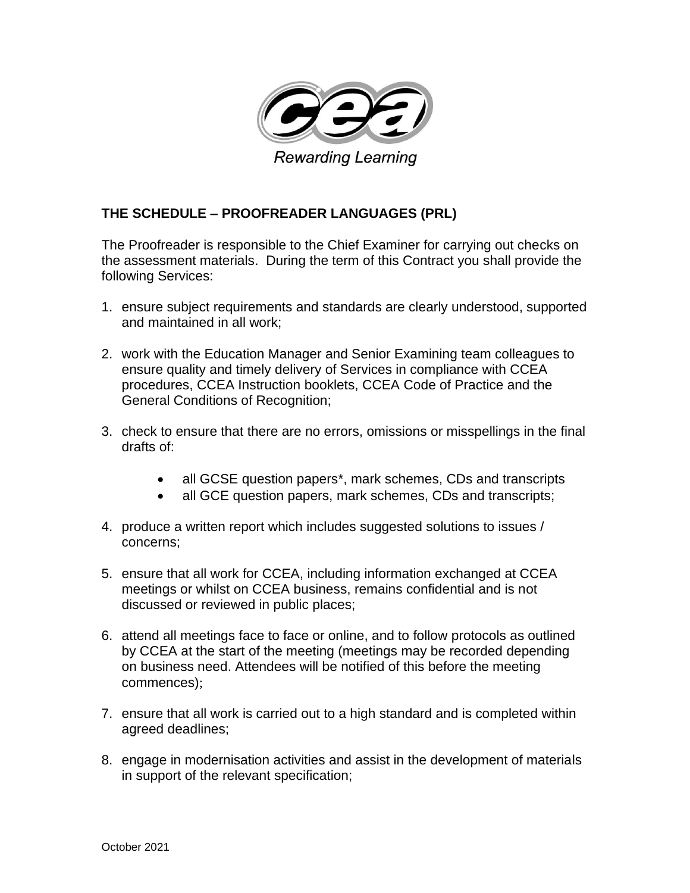Rewarding Learning

## THE SCHEDULE – PROOFREADER LANGUAGES (PRL)

The Proofreader is responsible to the Chief Examiner for carrying out checks on the assessment materials. During the term of this Contract you shall provide the following Services:

1. ensure subject requirements and standards are clearly understood, supported and maintained in all work;

2. work with the Education Manager and Senior Examining team colleagues to ensure quality and timely delivery of Services in compliance with CCEA procedures, CCEA Instruction booklets, CCEA Code of Practice and the General Conditions of Recognition;

3. check to ensure that there are no errors, omissions or misspellings in the final drafts of:

    - all GCSE question papers*, mark schemes, CDs and transcripts
    - all GCE question papers, mark schemes, CDs and transcripts;

4. produce a written report which includes suggested solutions to issues / concerns;

5. ensure that all work for CCEA, including information exchanged at CCEA meetings or whilst on CCEA business, remains confidential and is not discussed or reviewed in public places;

6. attend all meetings face to face or online, and to follow protocols as outlined by CCEA at the start of the meeting (meetings may be recorded depending on business need. Attendees will be notified of this before the meeting commences);

7. ensure that all work is carried out to a high standard and is completed within agreed deadlines;

8. engage in modernisation activities and assist in the development of materials in support of the relevant specification;

October 2021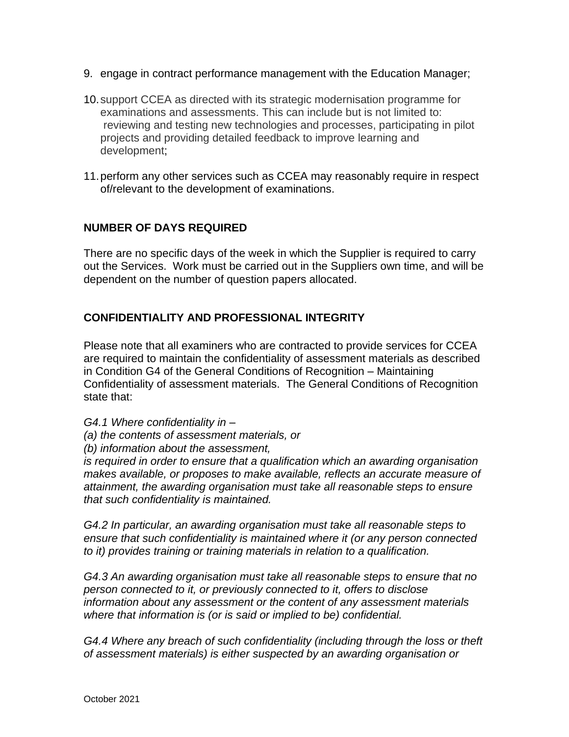9. engage in contract performance management with the Education Manager;

10. support CCEA as directed with its strategic modernisation programme for examinations and assessments. This can include but is not limited to: reviewing and testing new technologies and processes, participating in pilot projects and providing detailed feedback to improve learning and development;

11. perform any other services such as CCEA may reasonably require in respect of/relevant to the development of examinations.

## NUMBER OF DAYS REQUIRED

There are no specific days of the week in which the Supplier is required to carry out the Services. Work must be carried out in the Suppliers own time, and will be dependent on the number of question papers allocated.

## CONFIDENTIALITY AND PROFESSIONAL INTEGRITY

Please note that all examiners who are contracted to provide services for CCEA are required to maintain the confidentiality of assessment materials as described in Condition G4 of the General Conditions of Recognition – Maintaining Confidentiality of assessment materials. The General Conditions of Recognition state that:

*G4.1 Where confidentiality in –*
*(a) the contents of assessment materials, or*
*(b) information about the assessment,*
*is required in order to ensure that a qualification which an awarding organisation makes available, or proposes to make available, reflects an accurate measure of attainment, the awarding organisation must take all reasonable steps to ensure that such confidentiality is maintained.*

*G4.2 In particular, an awarding organisation must take all reasonable steps to ensure that such confidentiality is maintained where it (or any person connected to it) provides training or training materials in relation to a qualification.*

*G4.3 An awarding organisation must take all reasonable steps to ensure that no person connected to it, or previously connected to it, offers to disclose information about any assessment or the content of any assessment materials where that information is (or is said or implied to be) confidential.*

*G4.4 Where any breach of such confidentiality (including through the loss or theft of assessment materials) is either suspected by an awarding organisation or*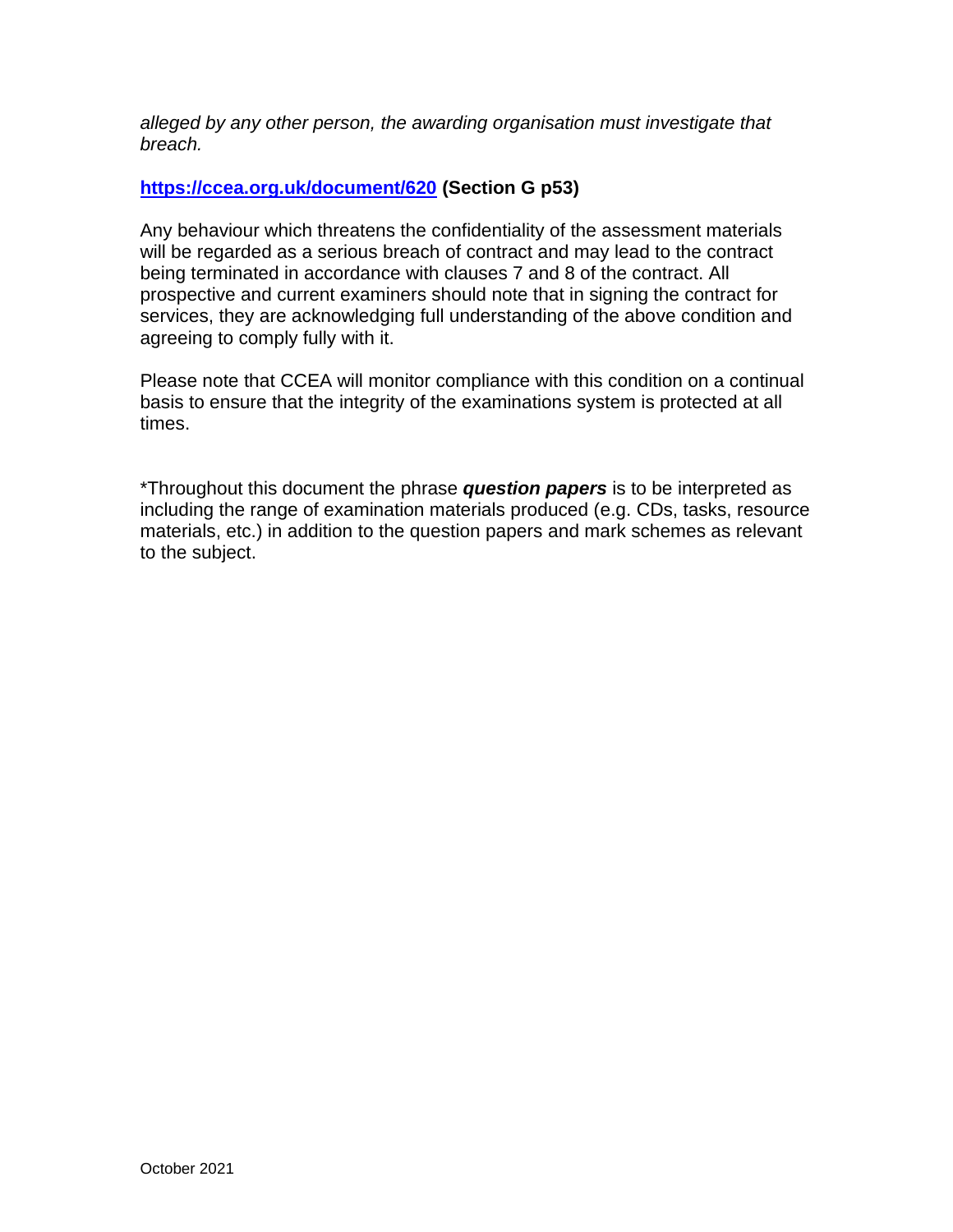*alleged by any other person, the awarding organisation must investigate that breach.*

**[https://ccea.org.uk/document/620](https://ccea.org.uk/document/620) (Section G p53)**

Any behaviour which threatens the confidentiality of the assessment materials will be regarded as a serious breach of contract and may lead to the contract being terminated in accordance with clauses 7 and 8 of the contract. All prospective and current examiners should note that in signing the contract for services, they are acknowledging full understanding of the above condition and agreeing to comply fully with it.

Please note that CCEA will monitor compliance with this condition on a continual basis to ensure that the integrity of the examinations system is protected at all times.

*Throughout this document the phrase ***question papers*** is to be interpreted as including the range of examination materials produced (e.g. CDs, tasks, resource materials, etc.) in addition to the question papers and mark schemes as relevant to the subject.

October 2021